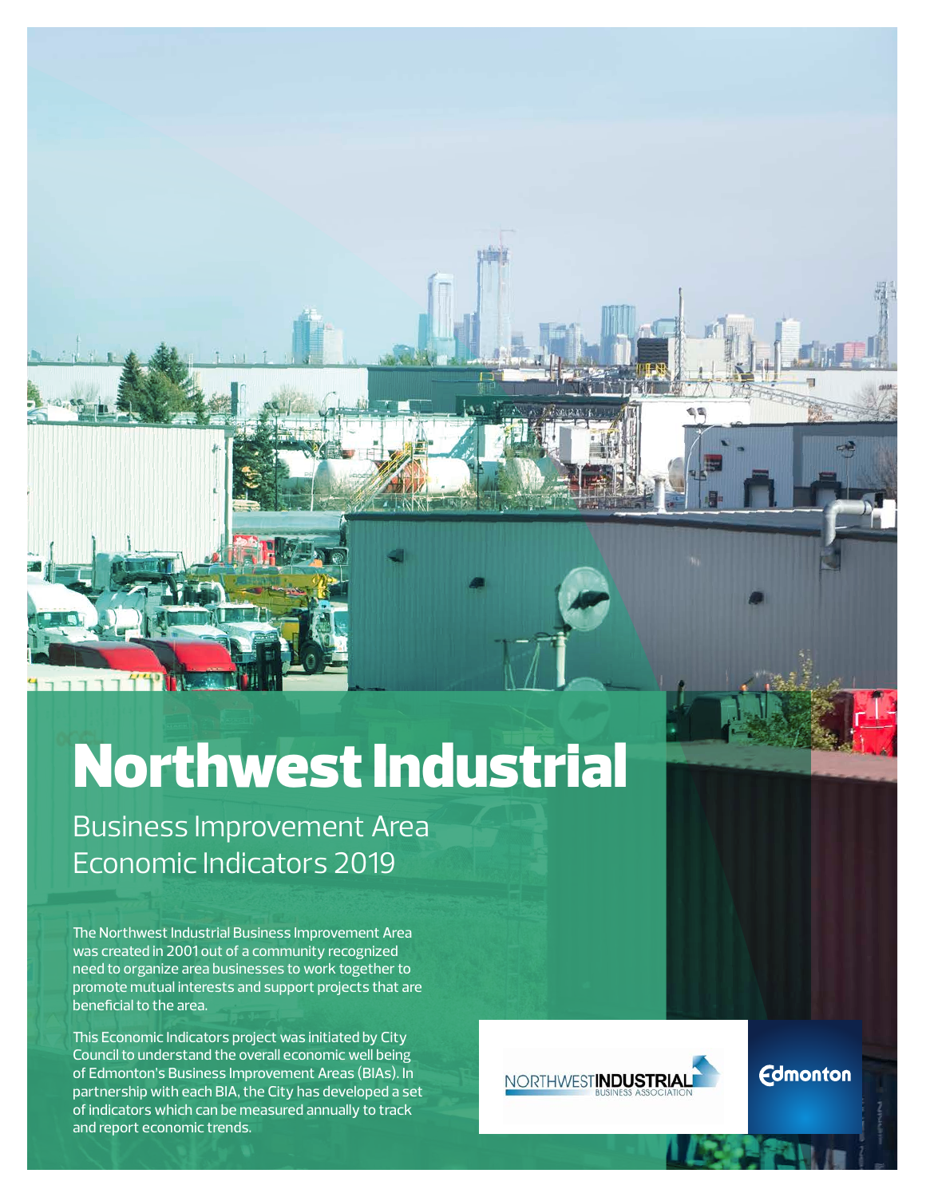# Northwest Industrial

## Business Improvement Area Economic Indicators 2019

The Northwest Industrial Business Improvement Area was created in 2001 out of a community recognized need to organize area businesses to work together to promote mutual interests and support projects that are beneficial to the area.

This Economic Indicators project was initiated by City Council to understand the overall economic well being of Edmonton's Business Improvement Areas (BIAs). In partnership with each BIA, the City has developed a set of indicators which can be measured annually to track and report economic trends.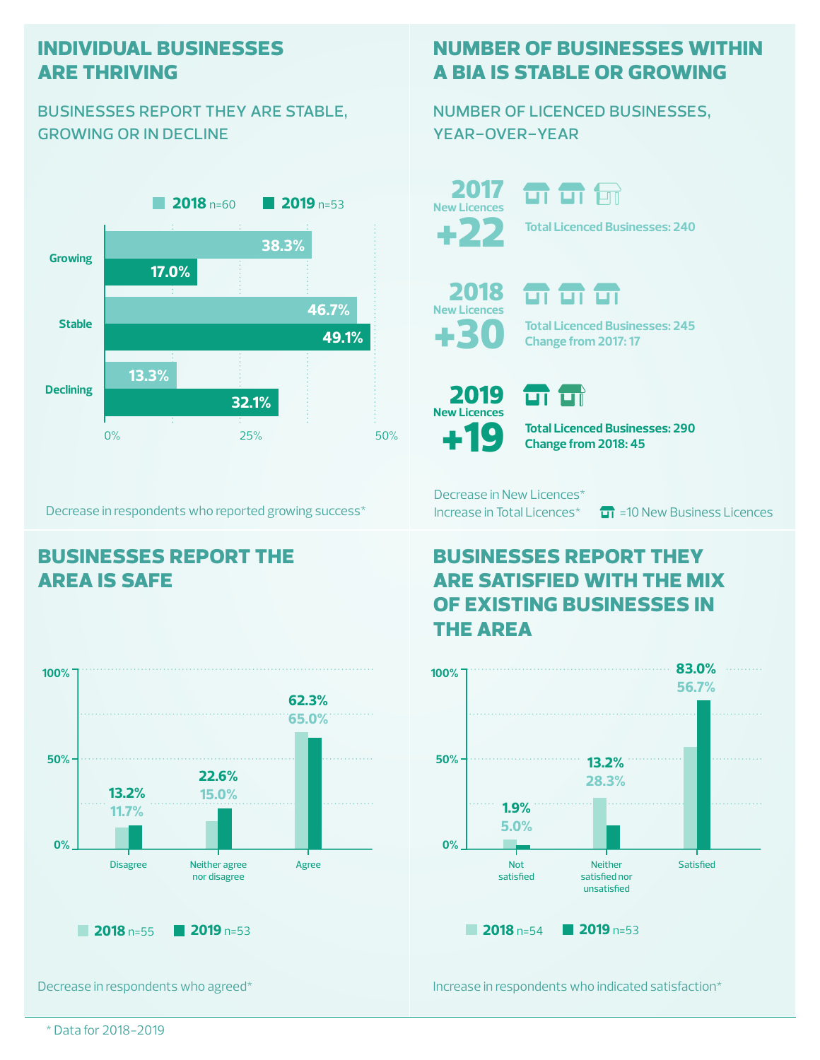## INDIVIDUAL BUSINESSES ARE THRIVING

### BUSINESSES REPORT THEY ARE STABLE, GROWING OR IN DECLINE

| | 2018 n=60 | 2019 n=53 |
|---|---|---|
| Growing | 38.3% | 17.0% |
| Stable | 46.7% | 49.1% |
| Declining | 13.3% | 32.1% |

Decrease in respondents who reported growing success*

## NUMBER OF BUSINESSES WITHIN A BIA IS STABLE OR GROWING

### NUMBER OF LICENCED BUSINESSES, YEAR-OVER-YEAR

**2017** New Licences **+22**
Total Licenced Businesses: 240

**2018** New Licences **+30**
Total Licenced Businesses: 245
Change from 2017: 17

**2019** New Licences **+19**
Total Licenced Businesses: 290
Change from 2018: 45

Decrease in New Licences*
Increase in Total Licences*

= 10 New Business Licences

## BUSINESSES REPORT THE AREA IS SAFE

| | 2018 n=55 | 2019 n=53 |
|---|---|---|
| Disagree | 11.7% | 13.2% |
| Neither agree nor disagree | 15.0% | 22.6% |
| Agree | 65.0% | 62.3% |

Decrease in respondents who agreed*

## BUSINESSES REPORT THEY ARE SATISFIED WITH THE MIX OF EXISTING BUSINESSES IN THE AREA

| | 2018 n=54 | 2019 n=53 |
|---|---|---|
| Not satisfied | 5.0% | 1.9% |
| Neither satisfied nor unsatisfied | 28.3% | 13.2% |
| Satisfied | 56.7% | 83.0% |

Increase in respondents who indicated satisfaction*

* Data for 2018–2019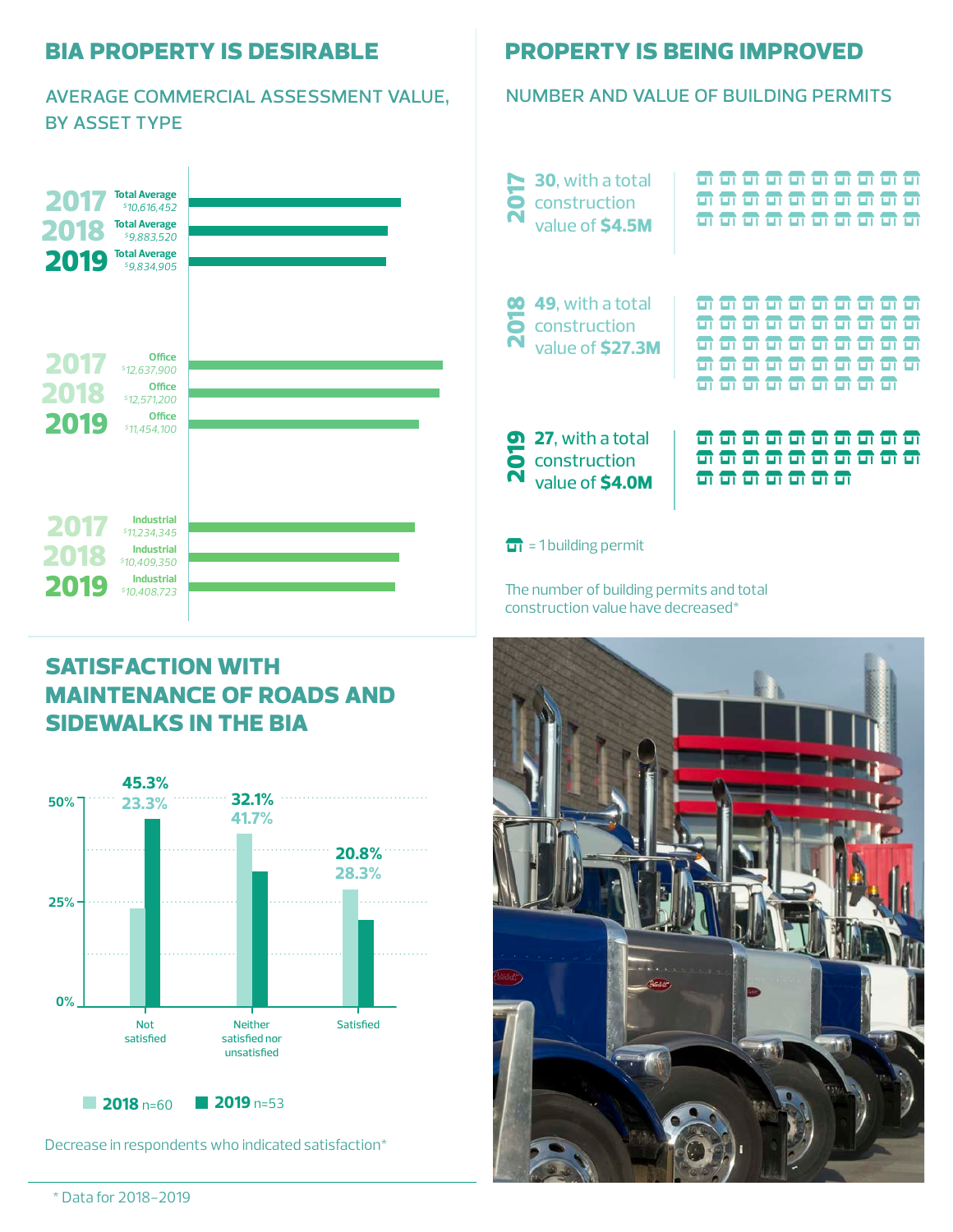## BIA PROPERTY IS DESIRABLE

### AVERAGE COMMERCIAL ASSESSMENT VALUE, BY ASSET TYPE

| Year | Asset Type | Value |
|---|---|---|
| 2017 | Total Average | $10,616,452 |
| 2018 | Total Average | $9,883,520 |
| 2019 | Total Average | $9,834,905 |
| 2017 | Office | $12,637,900 |
| 2018 | Office | $12,571,200 |
| 2019 | Office | $11,454,100 |
| 2017 | Industrial | $11,234,345 |
| 2018 | Industrial | $10,409,350 |
| 2019 | Industrial | $10,408,723 |

## PROPERTY IS BEING IMPROVED

### NUMBER AND VALUE OF BUILDING PERMITS

**2017** — **30**, with a total construction value of **$4.5M**

**2018** — **49**, with a total construction value of **$27.3M**

**2019** — **27**, with a total construction value of **$4.0M**

= 1 building permit

The number of building permits and total construction value have decreased*

## SATISFACTION WITH MAINTENANCE OF ROADS AND SIDEWALKS IN THE BIA

| | 2018 (n=60) | 2019 (n=53) |
|---|---|---|
| Not satisfied | 23.3% | 45.3% |
| Neither satisfied nor unsatisfied | 41.7% | 32.1% |
| Satisfied | 28.3% | 20.8% |

Decrease in respondents who indicated satisfaction*

\* Data for 2018–2019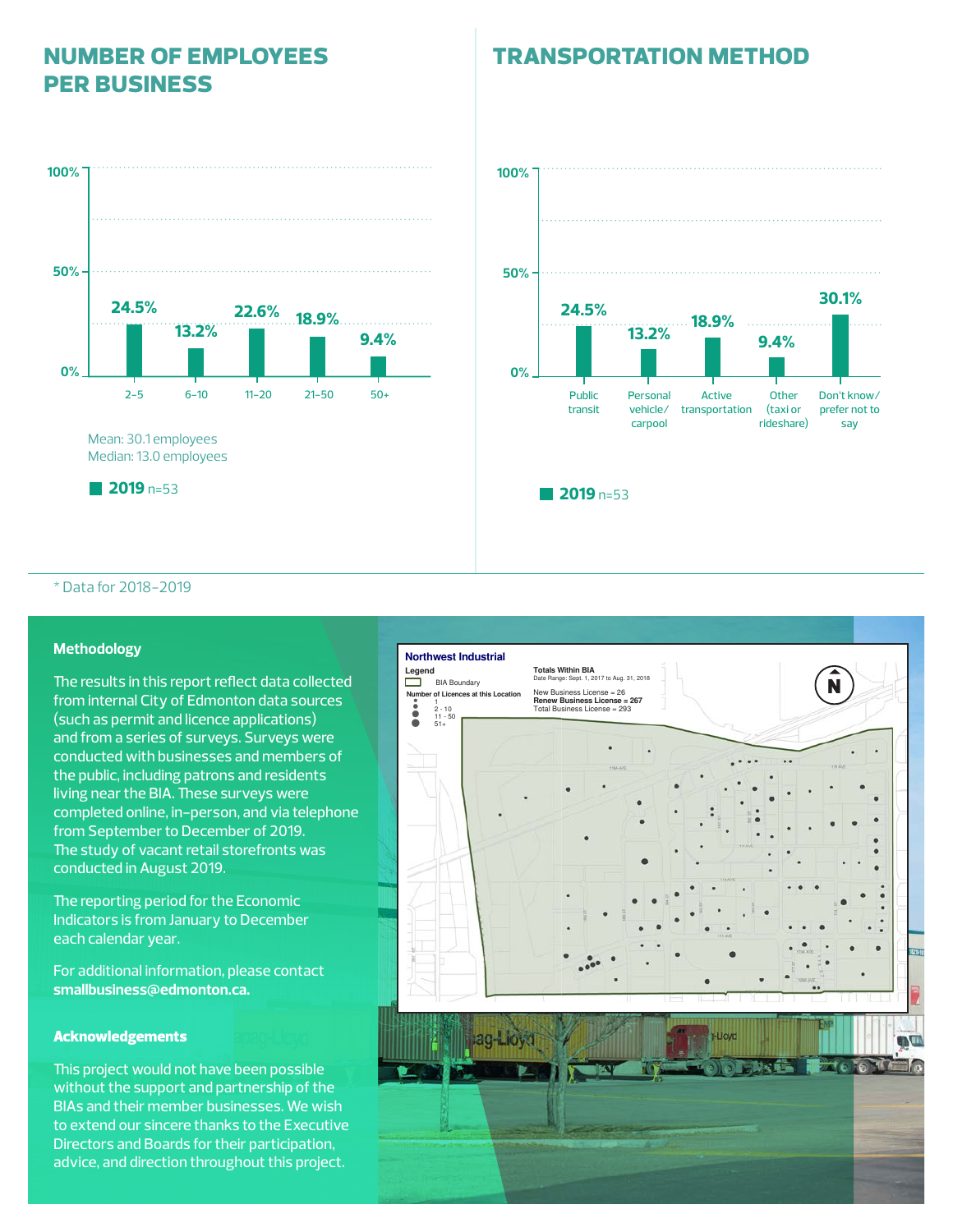## NUMBER OF EMPLOYEES PER BUSINESS

100%
50%
0%

24.5%
13.2%
22.6%
18.9%
9.4%

2–5
6–10
11–20
21–50
50+

Mean: 30.1 employees
Median: 13.0 employees

**2019** n=53

## TRANSPORTATION METHOD

100%
50%
0%

24.5%
13.2%
18.9%
9.4%
30.1%

Public transit
Personal vehicle/ carpool
Active transportation
Other (taxi or rideshare)
Don't know/ prefer not to say

**2019** n=53

* Data for 2018–2019

### Methodology

The results in this report reflect data collected from internal City of Edmonton data sources (such as permit and licence applications) and from a series of surveys. Surveys were conducted with businesses and members of the public, including patrons and residents living near the BIA. These surveys were completed online, in-person, and via telephone from September to December of 2019. The study of vacant retail storefronts was conducted in August 2019.

The reporting period for the Economic Indicators is from January to December each calendar year.

For additional information, please contact **smallbusiness@edmonton.ca.**

### Acknowledgements

This project would not have been possible without the support and partnership of the BIAs and their member businesses. We wish to extend our sincere thanks to the Executive Directors and Boards for their participation, advice, and direction throughout this project.

**Northwest Industrial**

**Legend**

BIA Boundary

**Number of Licences at this Location**
1
2 - 10
11 - 50
51+

**Totals Within BIA**
Date Range: Sept. 1, 2017 to Aug. 31, 2018

New Business License = 26
**Renew Business License = 267**
Total Business License = 293